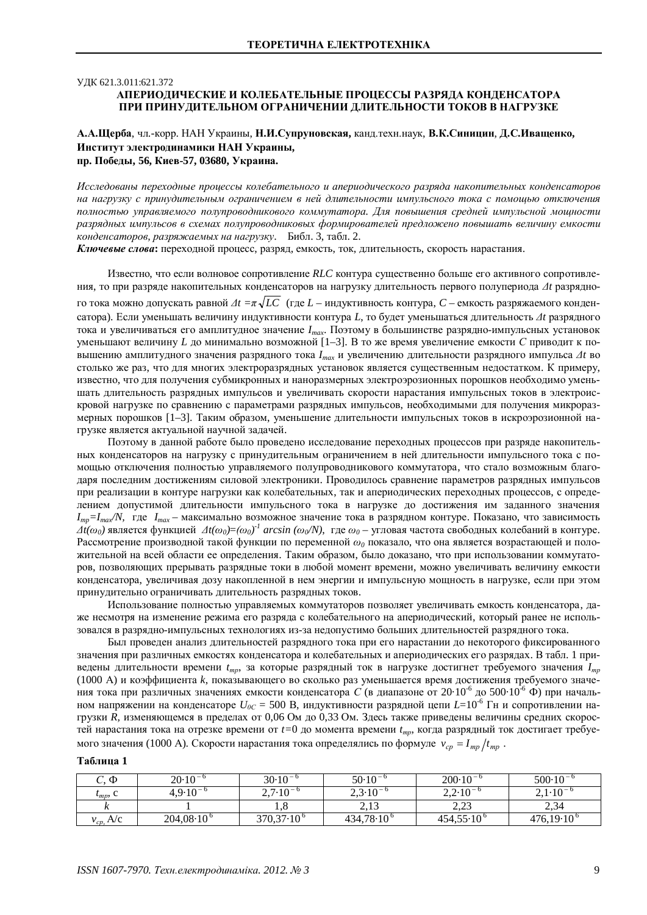УДК 621.3.011:621.372

# АПЕРИОДИЧЕСКИЕ И КОЛЕБАТЕЛЬНЫЕ ПРОЦЕССЫ РАЗРЯДА КОНДЕНСАТОРА ПРИ ПРИНУДИТЕЛЬНОМ ОГРАНИЧЕНИИ ДЛИТЕЛЬНОСТИ ТОКОВ В НАГРУЗКЕ

**А.А.Щерба**, чл.-корр. НАН Украины, **Н.И.Супруновская,** канд.техн.наук, **В.К.Синицин**, **Д.С.Иващенко,**
**Институт электродинамики НАН Украины,**
**пр. Победы, 56, Киев-57, 03680, Украина.**

*Исследованы переходные процессы колебательного и апериодического разряда накопительных конденсаторов на нагрузку с принудительным ограничением в ней длительности импульсного тока с помощью отключения полностью управляемого полупроводникового коммутатора. Для повышения средней импульсной мощности разрядных импульсов в схемах полупроводниковых формирователей предложено повышать величину емкости конденсаторов, разряжаемых на нагрузку*. Библ. 3, табл. 2.

***Ключевые слова*:** переходной процесс, разряд, емкость, ток, длительность, скорость нарастания.

Известно, что если волновое сопротивление *RLC* контура существенно больше его активного сопротивления, то при разряде накопительных конденсаторов на нагрузку длительность первого полупериода $\Delta t$ разрядного тока можно допускать равной $\Delta t = \pi\sqrt{LC}$ (где *L* – индуктивность контура, *C* – емкость разряжаемого конденсатора). Если уменьшать величину индуктивности контура *L*, то будет уменьшаться длительность $\Delta t$ разрядного тока и увеличиваться его амплитудное значение $I_{max}$. Поэтому в большинстве разрядно-импульсных установок уменьшают величину *L* до минимально возможной [1–3]. В то же время увеличение емкости *C* приводит к повышению амплитудного значения разрядного тока $I_{max}$ и увеличению длительности разрядного импульса $\Delta t$ во столько же раз, что для многих электроразрядных установок является существенным недостатком. К примеру, известно, что для получения субмикронных и наноразмерных электроэрозионных порошков необходимо уменьшать длительность разрядных импульсов и увеличивать скорости нарастания импульсных токов в электроискровой нагрузке по сравнению с параметрами разрядных импульсов, необходимыми для получения микроразмерных порошков [1–3]. Таким образом, уменьшение длительности импульсных токов в искроэрозионной нагрузке является актуальной научной задачей.

Поэтому в данной работе было проведено исследование переходных процессов при разряде накопительных конденсаторов на нагрузку с принудительным ограничением в ней длительности импульсного тока с помощью отключения полностью управляемого полупроводникового коммутатора, что стало возможным благодаря последним достижениям силовой электроники. Проводилось сравнение параметров разрядных импульсов при реализации в контуре нагрузки как колебательных, так и апериодических переходных процессов, с определением допустимой длительности импульсного тока в нагрузке до достижения им заданного значения $I_{тр}=I_{max}/N$, где $I_{max}$ – максимально возможное значение тока в разрядном контуре. Показано, что зависимость $\Delta t(\omega_0)$ является функцией $\Delta t(\omega_0)=(\omega_0)^{-1}\arcsin(\omega_0/N)$, где $\omega_0$ – угловая частота свободных колебаний в контуре. Рассмотрение производной такой функции по переменной $\omega_0$ показало, что она является возрастающей и положительной на всей области ее определения. Таким образом, было доказано, что при использовании коммутаторов, позволяющих прерывать разрядные токи в любой момент времени, можно увеличивать величину емкости конденсатора, увеличивая дозу накопленной в нем энергии и импульсную мощность в нагрузке, если при этом принудительно ограничивать длительность разрядных токов.

Использование полностью управляемых коммутаторов позволяет увеличивать емкость конденсатора, даже несмотря на изменение режима его разряда с колебательного на апериодический, который ранее не использовался в разрядно-импульсных технологиях из-за недопустимо больших длительностей разрядного тока.

Был проведен анализ длительностей разрядного тока при его нарастании до некоторого фиксированного значения при различных емкостях конденсатора и колебательных и апериодических его разрядах. В табл. 1 приведены длительности времени $t_{тр}$, за которые разрядный ток в нагрузке достигнет требуемого значения $I_{тр}$ (1000 А) и коэффициента *k*, показывающего во сколько раз уменьшается время достижения требуемого значения тока при различных значениях емкости конденсатора *C* (в диапазоне от $20\cdot10^{-6}$ до $500\cdot10^{-6}$ Ф) при начальном напряжении на конденсаторе $U_{0C}$ = 500 В, индуктивности разрядной цепи $L=10^{-6}$ Гн и сопротивлении нагрузки *R*, изменяющемся в пределах от 0,06 Ом до 0,33 Ом. Здесь также приведены величины средних скоростей нарастания тока на отрезке времени от *t*=0 до момента времени $t_{тр}$, когда разрядный ток достигает требуемого значения (1000 А). Скорости нарастания тока определялись по формуле $v_{ср} = I_{тр}/t_{тр}$ .

**Таблица 1**

| $C$, Ф | $20\cdot10^{-6}$ | $30\cdot10^{-6}$ | $50\cdot10^{-6}$ | $200\cdot10^{-6}$ | $500\cdot10^{-6}$ |
|---|---|---|---|---|---|
| $t_{тр}$, с | $4{,}9\cdot10^{-6}$ | $2{,}7\cdot10^{-6}$ | $2{,}3\cdot10^{-6}$ | $2{,}2\cdot10^{-6}$ | $2{,}1\cdot10^{-6}$ |
| $k$ | 1 | 1,8 | 2,13 | 2,23 | 2,34 |
| $v_{ср}$, А/с | $204{,}08\cdot10^{6}$ | $370{,}37\cdot10^{6}$ | $434{,}78\cdot10^{6}$ | $454{,}55\cdot10^{6}$ | $476{,}19\cdot10^{6}$ |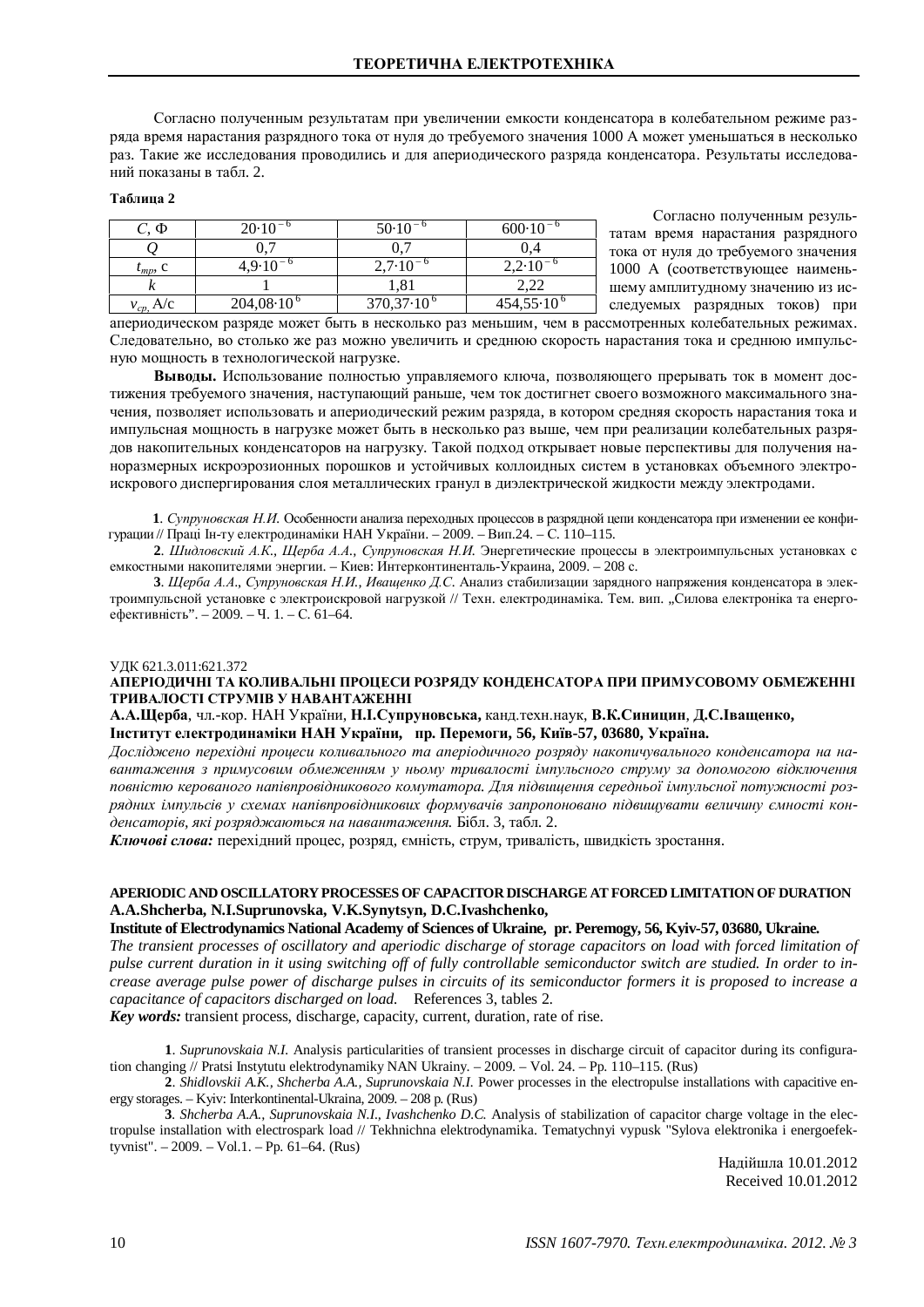Согласно полученным результатам при увеличении емкости конденсатора в колебательном режиме разряда время нарастания разрядного тока от нуля до требуемого значения 1000 А может уменьшаться в несколько раз. Такие же исследования проводились и для апериодического разряда конденсатора. Результаты исследований показаны в табл. 2.

**Таблица 2**

| $C$, Ф | $20\cdot10^{-6}$ | $50\cdot10^{-6}$ | $600\cdot10^{-6}$ |
|---|---|---|---|
| $Q$ | 0,7 | 0,7 | 0,4 |
| $t_{mp}$, с | $4{,}9\cdot10^{-6}$ | $2{,}7\cdot10^{-6}$ | $2{,}2\cdot10^{-6}$ |
| $k$ | 1 | 1,81 | 2,22 |
| $v_{cp}$, А/с | $204{,}08\cdot10^{6}$ | $370{,}37\cdot10^{6}$ | $454{,}55\cdot10^{6}$ |

Согласно полученным результатам время нарастания разрядного тока от нуля до требуемого значения 1000 А (соответствующее наименьшему амплитудному значению из иследуемых разрядных токов) при апериодическом разряде может быть в несколько раз меньшим, чем в рассмотренных колебательных режимах. Следовательно, во столько же раз можно увеличить и среднюю скорость нарастания тока и среднюю импульсную мощность в технологической нагрузке.

**Выводы.** Использование полностью управляемого ключа, позволяющего прерывать ток в момент достижения требуемого значения, наступающий раньше, чем ток достигнет своего возможного максимального значения, позволяет использовать и апериодический режим разряда, в котором средняя скорость нарастания тока и импульсная мощность в нагрузке может быть в несколько раз выше, чем при реализации колебательных разрядов накопительных конденсаторов на нагрузку. Такой подход открывает новые перспективы для получения наноразмерных искроэрозионных порошков и устойчивых коллоидных систем в установках объемного электроискрового диспергирования слоя металлических гранул в диэлектрической жидкости между электродами.

**1**. *Супруновская Н.И.* Особенности анализа переходных процессов в разрядной цепи конденсатора при изменении ее конфигурации // Праці Ін-ту електродинаміки НАН України. – 2009. – Вип.24. – С. 110–115.

**2**. *Шидловский А.К., Щерба А.А., Супруновская Н.И.* Энергетические процессы в электроимпульсных установках с емкостными накопителями энергии. – Киев: Интерконтиненталь-Украина, 2009. – 208 с.

**3**. *Щерба А.А., Супруновская Н.И., Иващенко Д.С.* Анализ стабилизации зарядного напряжения конденсатора в электроимпульсной установке с электроискровой нагрузкой // Техн. електродинаміка. Тем. вип. „Силова електроніка та енергоефективність". – 2009. – Ч. 1. – С. 61–64.

УДК 621.3.011:621.372

**АПЕРІОДИЧНІ ТА КОЛИВАЛЬНІ ПРОЦЕСИ РОЗРЯДУ КОНДЕНСАТОРА ПРИ ПРИМУСОВОМУ ОБМЕЖЕННІ ТРИВАЛОСТІ СТРУМІВ У НАВАНТАЖЕННІ**

**А.А.Щерба**, чл.-кор. НАН України, **Н.І.Супруновська,** канд.техн.наук, **В.К.Синицин**, **Д.С.Іващенко,**
**Інститут електродинаміки НАН України, пр. Перемоги, 56, Київ-57, 03680, Україна.**

*Досліджено перехідні процеси коливального та аперіодичного розряду накопичувального конденсатора на навантаження з примусовим обмеженням у ньому тривалості імпульсного струму за допомогою відключення повністю керованого напівпровідникового комутатора. Для підвищення середньої імпульсної потужності розрядних імпульсів у схемах напівпровідникових формувачів запропоновано підвищувати величину ємності конденсаторів, які розряджаються на навантаження.* Бібл. 3, табл. 2.

***Ключові слова:*** перехідний процес, розряд, ємність, струм, тривалість, швидкість зростання.

**APERIODIC AND OSCILLATORY PROCESSES OF CAPACITOR DISCHARGE AT FORCED LIMITATION OF DURATION**
**A.A.Shcherba, N.I.Suprunovska, V.K.Synytsyn, D.C.Ivashchenko,**
**Institute of Electrodynamics National Academy of Sciences of Ukraine, pr. Peremogy, 56, Kyiv-57, 03680, Ukraine.**

*The transient processes of oscillatory and aperiodic discharge of storage capacitors on load with forced limitation of pulse current duration in it using switching off of fully controllable semiconductor switch are studied. In order to increase average pulse power of discharge pulses in circuits of its semiconductor formers it is proposed to increase a capacitance of capacitors discharged on load.* References 3, tables 2.

***Key words:*** transient process, discharge, capacity, current, duration, rate of rise.

**1**. *Suprunovskaia N.I.* Analysis particularities of transient processes in discharge circuit of capacitor during its configuration changing // Pratsi Instytutu elektrodynamiky NAN Ukrainy. – 2009. – Vol. 24. – Pp. 110–115. (Rus)

**2**. *Shidlovskii A.K., Shcherba A.A., Suprunovskaia N.I.* Power processes in the electropulse installations with capacitive energy storages. – Kyiv: Interkontinental-Ukraina, 2009. – 208 p. (Rus)

**3**. *Shcherba A.A., Suprunovskaia N.I., Ivashchenko D.C.* Analysis of stabilization of capacitor charge voltage in the electropulse installation with electrospark load // Tekhnichna elektrodynamika. Tematychnyi vypusk "Sylova elektronika i energoefektyvnist". – 2009. – Vol.1. – Pp. 61–64. (Rus)

Надійшла 10.01.2012
Received 10.01.2012